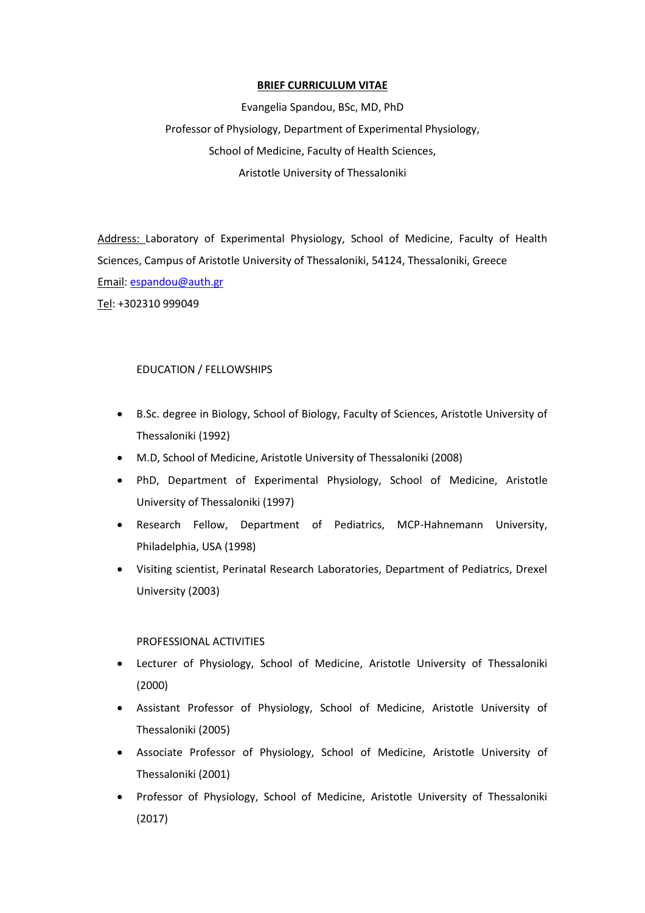**BRIEF CURRICULUM VITAE**

Evangelia Spandou, BSc, MD, PhD

Professor of Physiology, Department of Experimental Physiology,

School of Medicine, Faculty of Health Sciences,

Aristotle University of Thessaloniki

Address: Laboratory of Experimental Physiology, School of Medicine, Faculty of Health Sciences, Campus of Aristotle University of Thessaloniki, 54124, Thessaloniki, Greece

Email: espandou@auth.gr

Tel: +302310 999049

EDUCATION / FELLOWSHIPS

- B.Sc. degree in Biology, School of Biology, Faculty of Sciences, Aristotle University of Thessaloniki (1992)
- M.D, School of Medicine, Aristotle University of Thessaloniki (2008)
- PhD, Department of Experimental Physiology, School of Medicine, Aristotle University of Thessaloniki (1997)
- Research Fellow, Department of Pediatrics, MCP-Hahnemann University, Philadelphia, USA (1998)
- Visiting scientist, Perinatal Research Laboratories, Department of Pediatrics, Drexel University (2003)

PROFESSIONAL ACTIVITIES

- Lecturer of Physiology, School of Medicine, Aristotle University of Thessaloniki (2000)
- Assistant Professor of Physiology, School of Medicine, Aristotle University of Thessaloniki (2005)
- Associate Professor of Physiology, School of Medicine, Aristotle University of Thessaloniki (2001)
- Professor of Physiology, School of Medicine, Aristotle University of Thessaloniki (2017)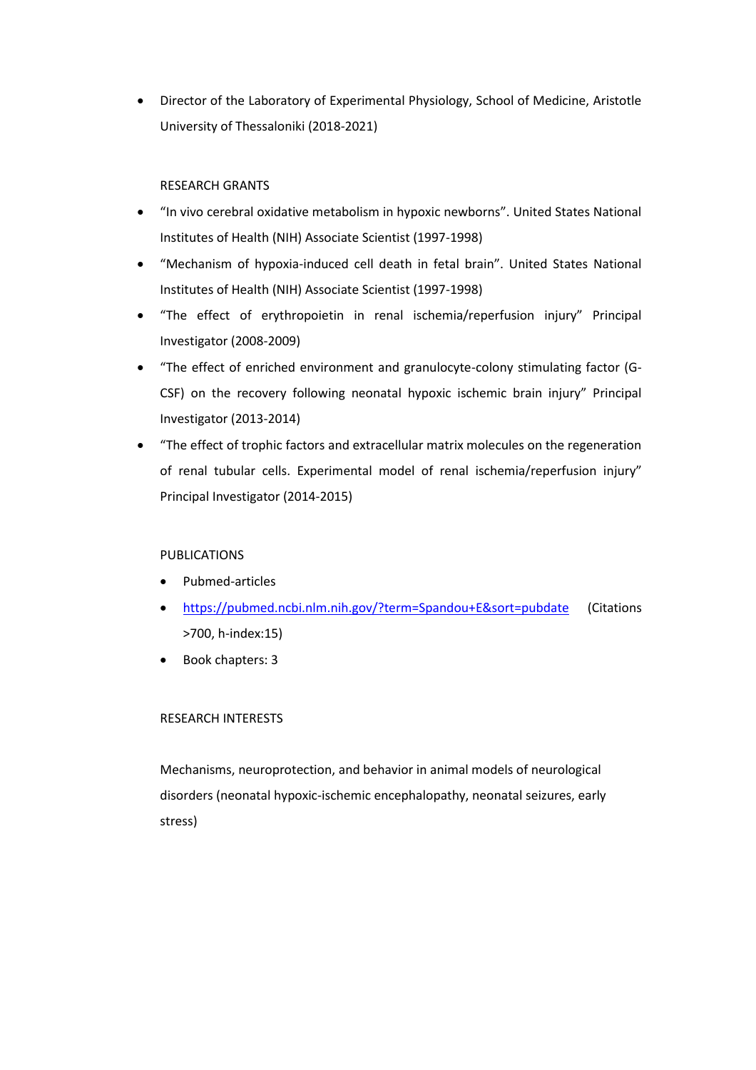- Director of the Laboratory of Experimental Physiology, School of Medicine, Aristotle University of Thessaloniki (2018-2021)

RESEARCH GRANTS

- "In vivo cerebral oxidative metabolism in hypoxic newborns". United States National Institutes of Health (NIH) Associate Scientist (1997-1998)
- "Mechanism of hypoxia-induced cell death in fetal brain". United States National Institutes of Health (NIH) Associate Scientist (1997-1998)
- "The effect of erythropoietin in renal ischemia/reperfusion injury" Principal Investigator (2008-2009)
- "The effect of enriched environment and granulocyte-colony stimulating factor (G-CSF) on the recovery following neonatal hypoxic ischemic brain injury" Principal Investigator (2013-2014)
- "The effect of trophic factors and extracellular matrix molecules on the regeneration of renal tubular cells. Experimental model of renal ischemia/reperfusion injury" Principal Investigator (2014-2015)

PUBLICATIONS

- Pubmed-articles
- https://pubmed.ncbi.nlm.nih.gov/?term=Spandou+E&sort=pubdate (Citations >700, h-index:15)
- Book chapters: 3

RESEARCH INTERESTS

Mechanisms, neuroprotection, and behavior in animal models of neurological disorders (neonatal hypoxic-ischemic encephalopathy, neonatal seizures, early stress)